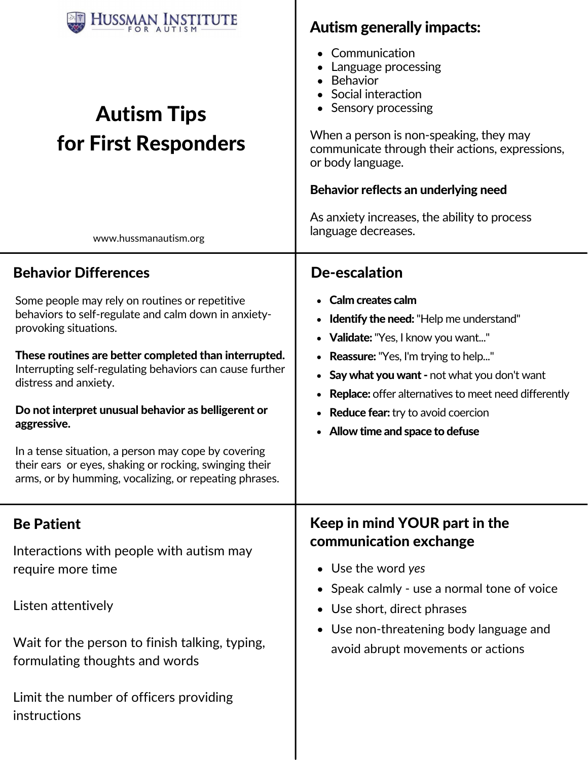HUSSMAN INSTITUTE FOR AUTISM

# Autism Tips for First Responders

www.hussmanautism.org

## Autism generally impacts:

- Communication
- Language processing
- Behavior
- Social interaction
- Sensory processing

When a person is non-speaking, they may communicate through their actions, expressions, or body language.

**Behavior reflects an underlying need**

As anxiety increases, the ability to process language decreases.

## Behavior Differences

Some people may rely on routines or repetitive behaviors to self-regulate and calm down in anxiety-provoking situations.

**These routines are better completed than interrupted.** Interrupting self-regulating behaviors can cause further distress and anxiety.

**Do not interpret unusual behavior as belligerent or aggressive.**

In a tense situation, a person may cope by covering their ears or eyes, shaking or rocking, swinging their arms, or by humming, vocalizing, or repeating phrases.

## De-escalation

- **Calm creates calm**
- **Identify the need:** "Help me understand"
- **Validate:** "Yes, I know you want..."
- **Reassure:** "Yes, I'm trying to help..."
- **Say what you want -** not what you don't want
- **Replace:** offer alternatives to meet need differently
- **Reduce fear:** try to avoid coercion
- **Allow time and space to defuse**

## Be Patient

Interactions with people with autism may require more time

Listen attentively

Wait for the person to finish talking, typing, formulating thoughts and words

Limit the number of officers providing instructions

## Keep in mind YOUR part in the communication exchange

- Use the word *yes*
- Speak calmly - use a normal tone of voice
- Use short, direct phrases
- Use non-threatening body language and avoid abrupt movements or actions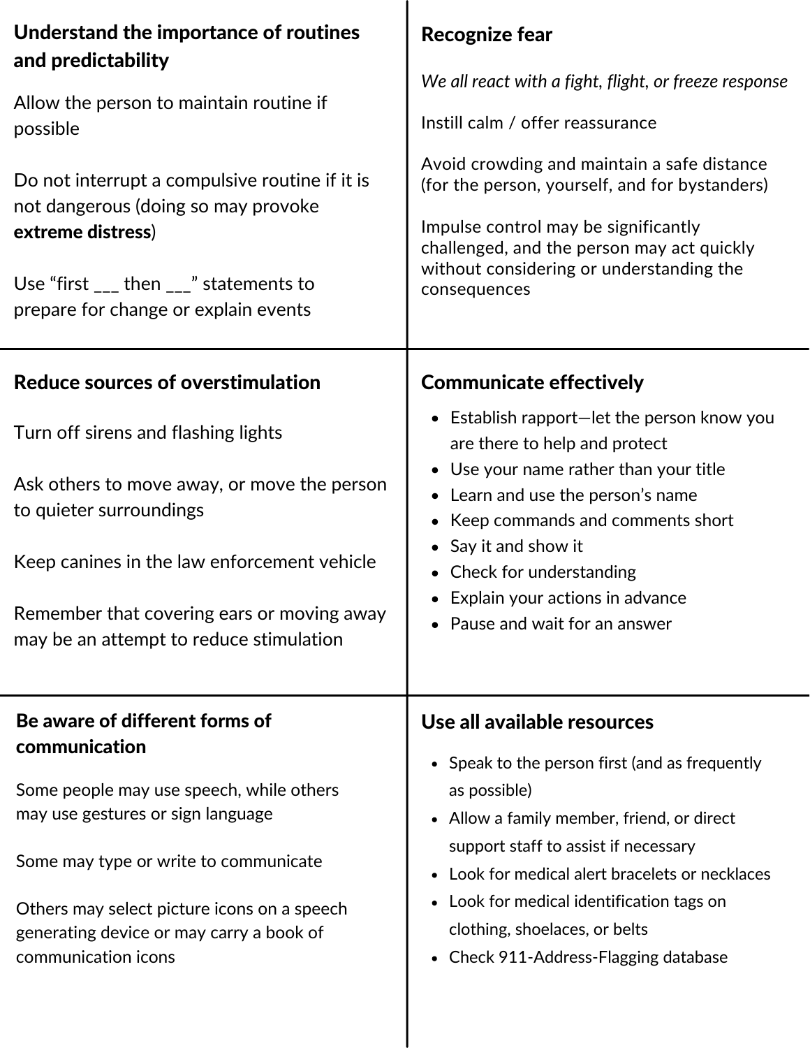## Understand the importance of routines and predictability

Allow the person to maintain routine if possible

Do not interrupt a compulsive routine if it is not dangerous (doing so may provoke **extreme distress**)

Use “first ___ then ___” statements to prepare for change or explain events

## Recognize fear

*We all react with a fight, flight, or freeze response*

Instill calm / offer reassurance

Avoid crowding and maintain a safe distance (for the person, yourself, and for bystanders)

Impulse control may be significantly challenged, and the person may act quickly without considering or understanding the consequences

## Reduce sources of overstimulation

Turn off sirens and flashing lights

Ask others to move away, or move the person to quieter surroundings

Keep canines in the law enforcement vehicle

Remember that covering ears or moving away may be an attempt to reduce stimulation

## Communicate effectively

- Establish rapport—let the person know you are there to help and protect
- Use your name rather than your title
- Learn and use the person’s name
- Keep commands and comments short
- Say it and show it
- Check for understanding
- Explain your actions in advance
- Pause and wait for an answer

## Be aware of different forms of communication

Some people may use speech, while others may use gestures or sign language

Some may type or write to communicate

Others may select picture icons on a speech generating device or may carry a book of communication icons

## Use all available resources

- Speak to the person first (and as frequently as possible)
- Allow a family member, friend, or direct support staff to assist if necessary
- Look for medical alert bracelets or necklaces
- Look for medical identification tags on clothing, shoelaces, or belts
- Check 911-Address-Flagging database